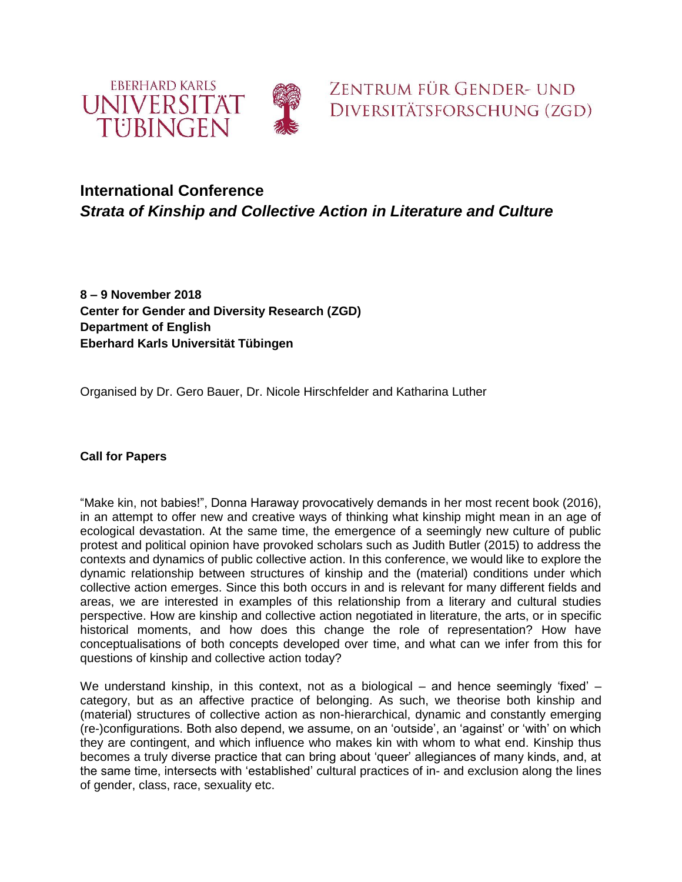EBERHARD KARLS UNIVERSITÄT TÜBINGEN

ZENTRUM FÜR GENDER- UND DIVERSITÄTSFORSCHUNG (ZGD)

# International Conference
## *Strata of Kinship and Collective Action in Literature and Culture*

**8 – 9 November 2018**
**Center for Gender and Diversity Research (ZGD)**
**Department of English**
**Eberhard Karls Universität Tübingen**

Organised by Dr. Gero Bauer, Dr. Nicole Hirschfelder and Katharina Luther

**Call for Papers**

"Make kin, not babies!", Donna Haraway provocatively demands in her most recent book (2016), in an attempt to offer new and creative ways of thinking what kinship might mean in an age of ecological devastation. At the same time, the emergence of a seemingly new culture of public protest and political opinion have provoked scholars such as Judith Butler (2015) to address the contexts and dynamics of public collective action. In this conference, we would like to explore the dynamic relationship between structures of kinship and the (material) conditions under which collective action emerges. Since this both occurs in and is relevant for many different fields and areas, we are interested in examples of this relationship from a literary and cultural studies perspective. How are kinship and collective action negotiated in literature, the arts, or in specific historical moments, and how does this change the role of representation? How have conceptualisations of both concepts developed over time, and what can we infer from this for questions of kinship and collective action today?

We understand kinship, in this context, not as a biological – and hence seemingly 'fixed' – category, but as an affective practice of belonging. As such, we theorise both kinship and (material) structures of collective action as non-hierarchical, dynamic and constantly emerging (re-)configurations. Both also depend, we assume, on an 'outside', an 'against' or 'with' on which they are contingent, and which influence who makes kin with whom to what end. Kinship thus becomes a truly diverse practice that can bring about 'queer' allegiances of many kinds, and, at the same time, intersects with 'established' cultural practices of in- and exclusion along the lines of gender, class, race, sexuality etc.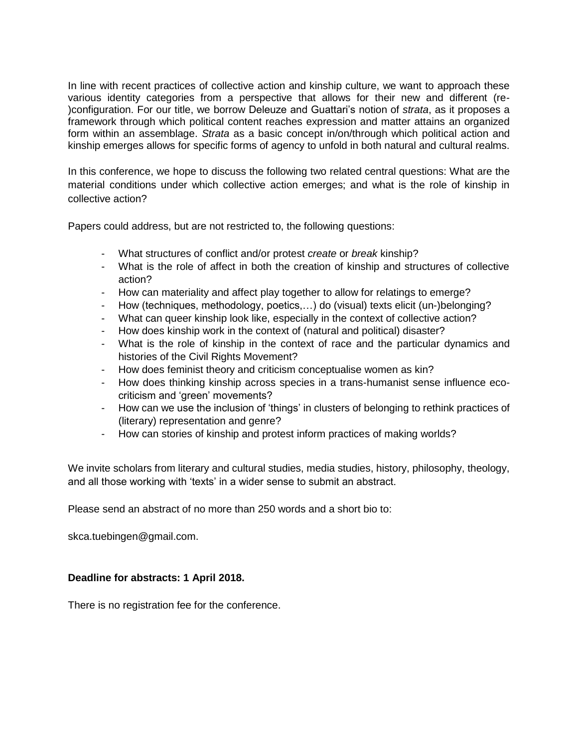In line with recent practices of collective action and kinship culture, we want to approach these various identity categories from a perspective that allows for their new and different (re-)configuration. For our title, we borrow Deleuze and Guattari's notion of *strata*, as it proposes a framework through which political content reaches expression and matter attains an organized form within an assemblage. *Strata* as a basic concept in/on/through which political action and kinship emerges allows for specific forms of agency to unfold in both natural and cultural realms.

In this conference, we hope to discuss the following two related central questions: What are the material conditions under which collective action emerges; and what is the role of kinship in collective action?

Papers could address, but are not restricted to, the following questions:

- What structures of conflict and/or protest *create* or *break* kinship?
- What is the role of affect in both the creation of kinship and structures of collective action?
- How can materiality and affect play together to allow for relatings to emerge?
- How (techniques, methodology, poetics,…) do (visual) texts elicit (un-)belonging?
- What can queer kinship look like, especially in the context of collective action?
- How does kinship work in the context of (natural and political) disaster?
- What is the role of kinship in the context of race and the particular dynamics and histories of the Civil Rights Movement?
- How does feminist theory and criticism conceptualise women as kin?
- How does thinking kinship across species in a trans-humanist sense influence eco-criticism and 'green' movements?
- How can we use the inclusion of 'things' in clusters of belonging to rethink practices of (literary) representation and genre?
- How can stories of kinship and protest inform practices of making worlds?

We invite scholars from literary and cultural studies, media studies, history, philosophy, theology, and all those working with 'texts' in a wider sense to submit an abstract.

Please send an abstract of no more than 250 words and a short bio to:

skca.tuebingen@gmail.com.

**Deadline for abstracts: 1 April 2018.**

There is no registration fee for the conference.